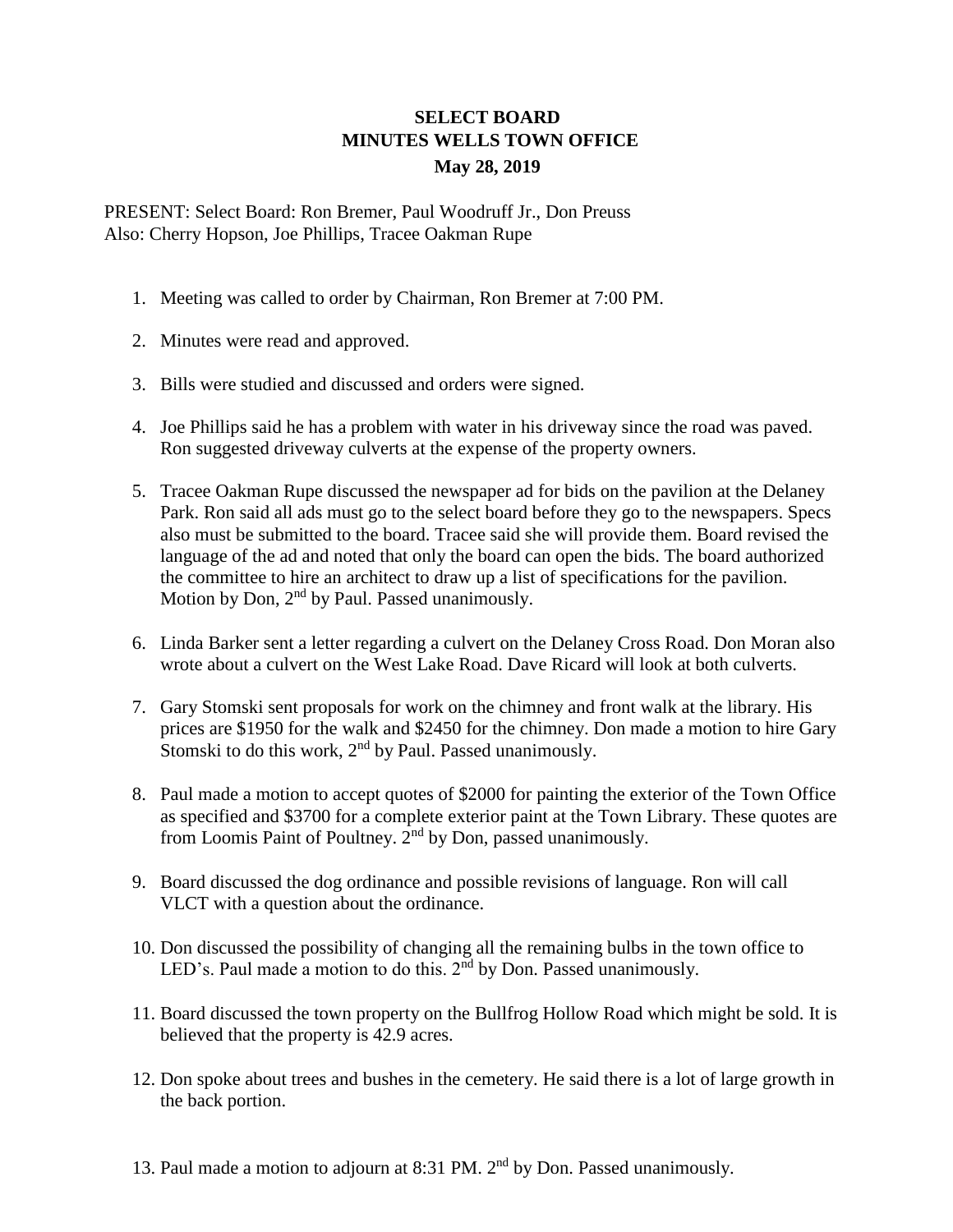# SELECT BOARD
## MINUTES WELLS TOWN OFFICE
### May 28, 2019

PRESENT: Select Board: Ron Bremer, Paul Woodruff Jr., Don Preuss
Also: Cherry Hopson, Joe Phillips, Tracee Oakman Rupe

1. Meeting was called to order by Chairman, Ron Bremer at 7:00 PM.

2. Minutes were read and approved.

3. Bills were studied and discussed and orders were signed.

4. Joe Phillips said he has a problem with water in his driveway since the road was paved. Ron suggested driveway culverts at the expense of the property owners.

5. Tracee Oakman Rupe discussed the newspaper ad for bids on the pavilion at the Delaney Park. Ron said all ads must go to the select board before they go to the newspapers. Specs also must be submitted to the board. Tracee said she will provide them. Board revised the language of the ad and noted that only the board can open the bids. The board authorized the committee to hire an architect to draw up a list of specifications for the pavilion. Motion by Don, 2nd by Paul. Passed unanimously.

6. Linda Barker sent a letter regarding a culvert on the Delaney Cross Road. Don Moran also wrote about a culvert on the West Lake Road. Dave Ricard will look at both culverts.

7. Gary Stomski sent proposals for work on the chimney and front walk at the library. His prices are $1950 for the walk and $2450 for the chimney. Don made a motion to hire Gary Stomski to do this work, 2nd by Paul. Passed unanimously.

8. Paul made a motion to accept quotes of $2000 for painting the exterior of the Town Office as specified and $3700 for a complete exterior paint at the Town Library. These quotes are from Loomis Paint of Poultney. 2nd by Don, passed unanimously.

9. Board discussed the dog ordinance and possible revisions of language. Ron will call VLCT with a question about the ordinance.

10. Don discussed the possibility of changing all the remaining bulbs in the town office to LED's. Paul made a motion to do this. 2nd by Don. Passed unanimously.

11. Board discussed the town property on the Bullfrog Hollow Road which might be sold. It is believed that the property is 42.9 acres.

12. Don spoke about trees and bushes in the cemetery. He said there is a lot of large growth in the back portion.

13. Paul made a motion to adjourn at 8:31 PM. 2nd by Don. Passed unanimously.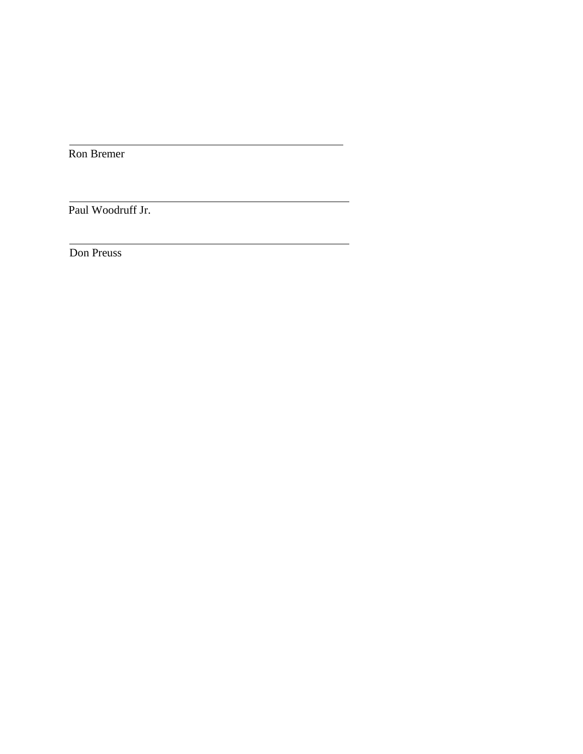\_\_\_\_\_\_\_\_\_\_\_\_\_\_\_\_\_\_\_\_\_\_\_\_\_\_\_\_\_\_\_\_\_\_\_\_\_\_\_\_

Ron Bremer

\_\_\_\_\_\_\_\_\_\_\_\_\_\_\_\_\_\_\_\_\_\_\_\_\_\_\_\_\_\_\_\_\_\_\_\_\_\_\_\_

Paul Woodruff Jr.

\_\_\_\_\_\_\_\_\_\_\_\_\_\_\_\_\_\_\_\_\_\_\_\_\_\_\_\_\_\_\_\_\_\_\_\_\_\_\_\_

Don Preuss